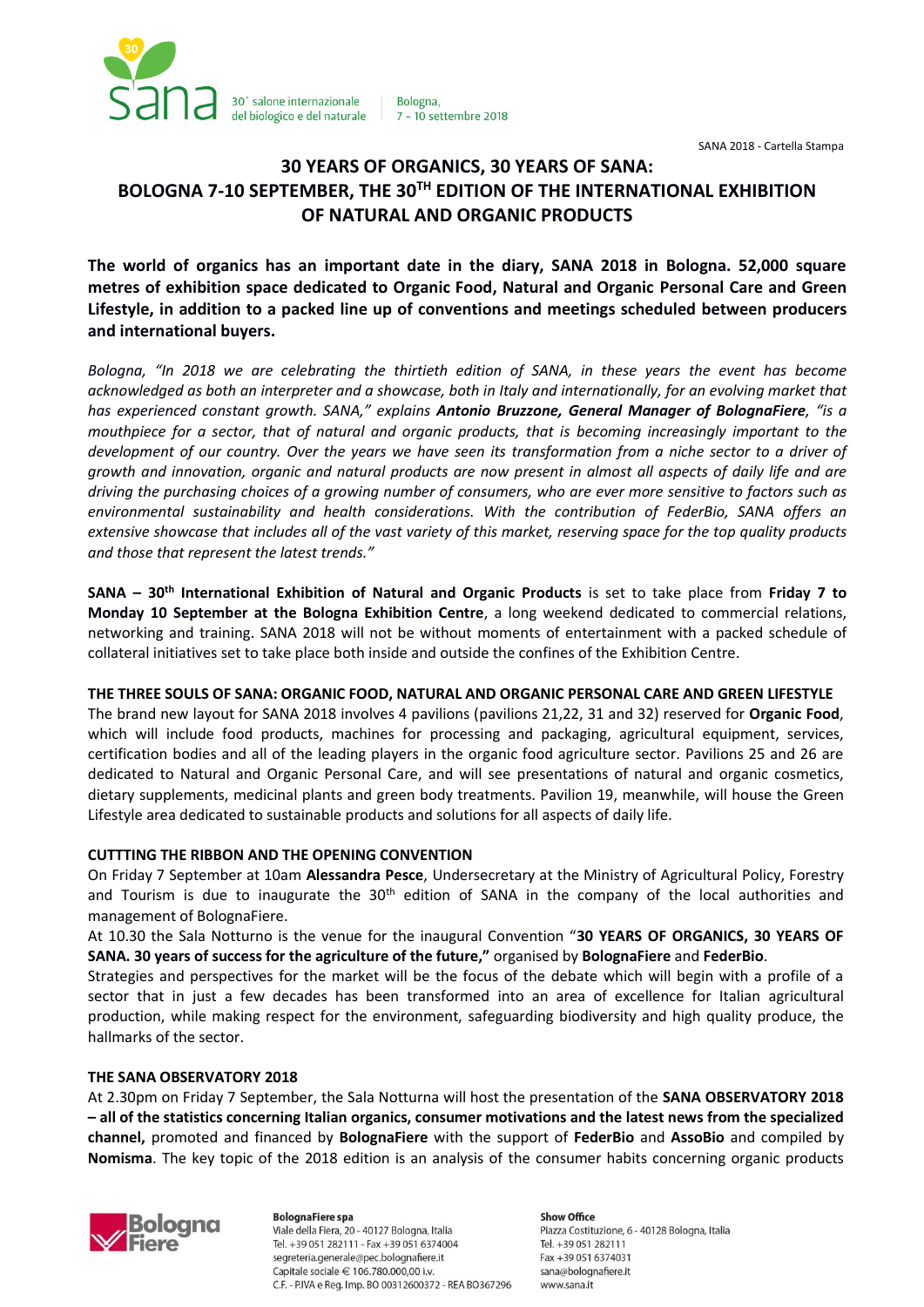# 30 YEARS OF ORGANICS, 30 YEARS OF SANA: BOLOGNA 7-10 SEPTEMBER, THE 30TH EDITION OF THE INTERNATIONAL EXHIBITION OF NATURAL AND ORGANIC PRODUCTS

**The world of organics has an important date in the diary, SANA 2018 in Bologna. 52,000 square metres of exhibition space dedicated to Organic Food, Natural and Organic Personal Care and Green Lifestyle, in addition to a packed line up of conventions and meetings scheduled between producers and international buyers.**

*Bologna, "In 2018 we are celebrating the thirtieth edition of SANA, in these years the event has become acknowledged as both an interpreter and a showcase, both in Italy and internationally, for an evolving market that has experienced constant growth. SANA," explains* ***Antonio Bruzzone, General Manager of BolognaFiere****, "is a mouthpiece for a sector, that of natural and organic products, that is becoming increasingly important to the development of our country. Over the years we have seen its transformation from a niche sector to a driver of growth and innovation, organic and natural products are now present in almost all aspects of daily life and are driving the purchasing choices of a growing number of consumers, who are ever more sensitive to factors such as environmental sustainability and health considerations. With the contribution of FederBio, SANA offers an extensive showcase that includes all of the vast variety of this market, reserving space for the top quality products and those that represent the latest trends."*

**SANA – 30th International Exhibition of Natural and Organic Products** is set to take place from **Friday 7 to Monday 10 September at the Bologna Exhibition Centre**, a long weekend dedicated to commercial relations, networking and training. SANA 2018 will not be without moments of entertainment with a packed schedule of collateral initiatives set to take place both inside and outside the confines of the Exhibition Centre.

**THE THREE SOULS OF SANA: ORGANIC FOOD, NATURAL AND ORGANIC PERSONAL CARE AND GREEN LIFESTYLE**

The brand new layout for SANA 2018 involves 4 pavilions (pavilions 21,22, 31 and 32) reserved for **Organic Food**, which will include food products, machines for processing and packaging, agricultural equipment, services, certification bodies and all of the leading players in the organic food agriculture sector. Pavilions 25 and 26 are dedicated to Natural and Organic Personal Care, and will see presentations of natural and organic cosmetics, dietary supplements, medicinal plants and green body treatments. Pavilion 19, meanwhile, will house the Green Lifestyle area dedicated to sustainable products and solutions for all aspects of daily life.

**CUTTTING THE RIBBON AND THE OPENING CONVENTION**

On Friday 7 September at 10am **Alessandra Pesce**, Undersecretary at the Ministry of Agricultural Policy, Forestry and Tourism is due to inaugurate the 30th edition of SANA in the company of the local authorities and management of BolognaFiere.

At 10.30 the Sala Notturno is the venue for the inaugural Convention "**30 YEARS OF ORGANICS, 30 YEARS OF SANA. 30 years of success for the agriculture of the future,"** organised by **BolognaFiere** and **FederBio**.

Strategies and perspectives for the market will be the focus of the debate which will begin with a profile of a sector that in just a few decades has been transformed into an area of excellence for Italian agricultural production, while making respect for the environment, safeguarding biodiversity and high quality produce, the hallmarks of the sector.

**THE SANA OBSERVATORY 2018**

At 2.30pm on Friday 7 September, the Sala Notturna will host the presentation of the **SANA OBSERVATORY 2018 – all of the statistics concerning Italian organics, consumer motivations and the latest news from the specialized channel,** promoted and financed by **BolognaFiere** with the support of **FederBio** and **AssoBio** and compiled by **Nomisma**. The key topic of the 2018 edition is an analysis of the consumer habits concerning organic products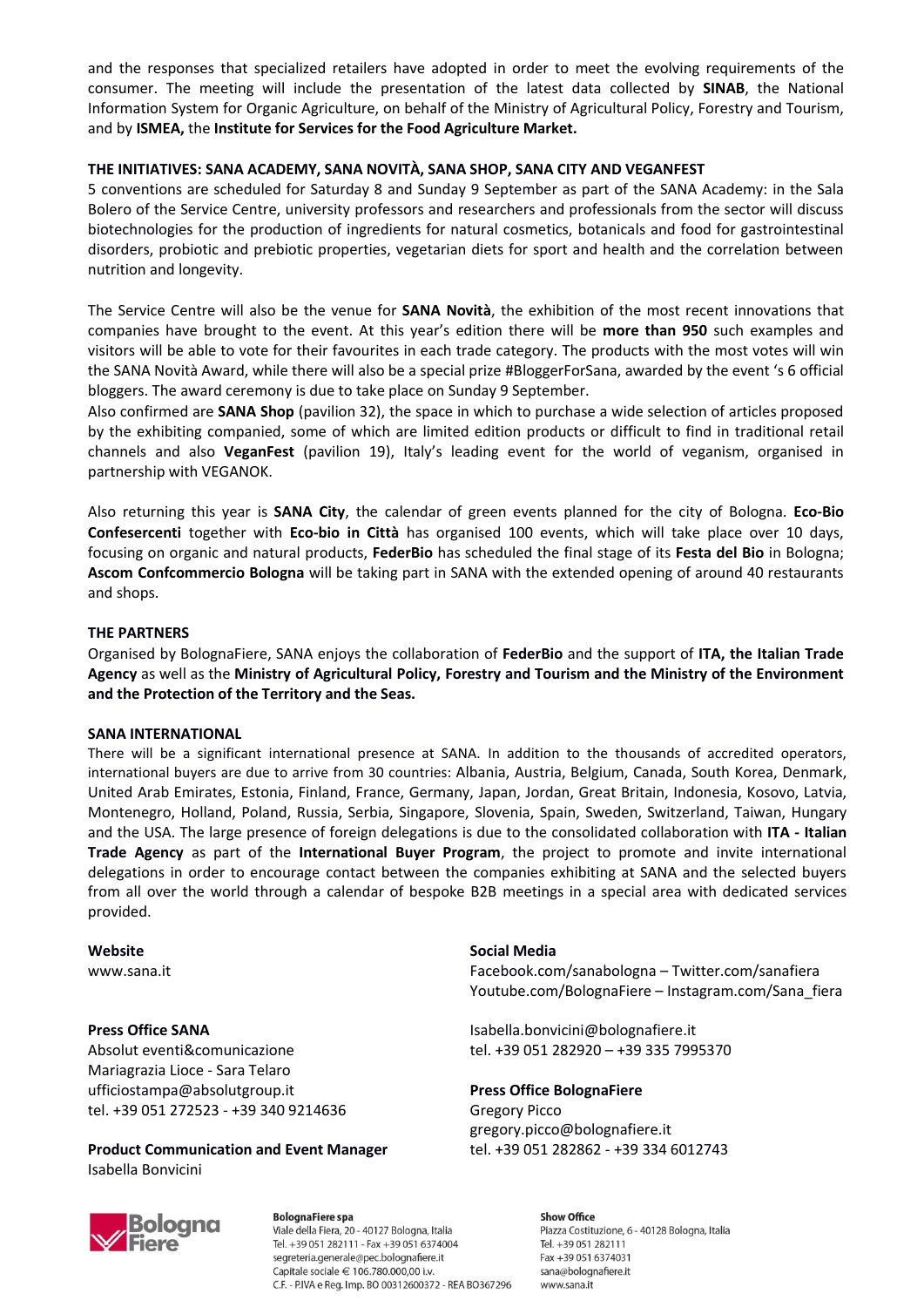and the responses that specialized retailers have adopted in order to meet the evolving requirements of the consumer. The meeting will include the presentation of the latest data collected by **SINAB**, the National Information System for Organic Agriculture, on behalf of the Ministry of Agricultural Policy, Forestry and Tourism, and by **ISMEA,** the **Institute for Services for the Food Agriculture Market.**

**THE INITIATIVES: SANA ACADEMY, SANA NOVITÀ, SANA SHOP, SANA CITY AND VEGANFEST**

5 conventions are scheduled for Saturday 8 and Sunday 9 September as part of the SANA Academy: in the Sala Bolero of the Service Centre, university professors and researchers and professionals from the sector will discuss biotechnologies for the production of ingredients for natural cosmetics, botanicals and food for gastrointestinal disorders, probiotic and prebiotic properties, vegetarian diets for sport and health and the correlation between nutrition and longevity.

The Service Centre will also be the venue for **SANA Novità**, the exhibition of the most recent innovations that companies have brought to the event. At this year's edition there will be **more than 950** such examples and visitors will be able to vote for their favourites in each trade category. The products with the most votes will win the SANA Novità Award, while there will also be a special prize #BloggerForSana, awarded by the event 's 6 official bloggers. The award ceremony is due to take place on Sunday 9 September.
Also confirmed are **SANA Shop** (pavilion 32), the space in which to purchase a wide selection of articles proposed by the exhibiting companied, some of which are limited edition products or difficult to find in traditional retail channels and also **VeganFest** (pavilion 19), Italy's leading event for the world of veganism, organised in partnership with VEGANOK.

Also returning this year is **SANA City**, the calendar of green events planned for the city of Bologna. **Eco-Bio Confesercenti** together with **Eco-bio in Città** has organised 100 events, which will take place over 10 days, focusing on organic and natural products, **FederBio** has scheduled the final stage of its **Festa del Bio** in Bologna; **Ascom Confcommercio Bologna** will be taking part in SANA with the extended opening of around 40 restaurants and shops.

**THE PARTNERS**

Organised by BolognaFiere, SANA enjoys the collaboration of **FederBio** and the support of **ITA, the Italian Trade Agency** as well as the **Ministry of Agricultural Policy, Forestry and Tourism and the Ministry of the Environment and the Protection of the Territory and the Seas.**

**SANA INTERNATIONAL**

There will be a significant international presence at SANA. In addition to the thousands of accredited operators, international buyers are due to arrive from 30 countries: Albania, Austria, Belgium, Canada, South Korea, Denmark, United Arab Emirates, Estonia, Finland, France, Germany, Japan, Jordan, Great Britain, Indonesia, Kosovo, Latvia, Montenegro, Holland, Poland, Russia, Serbia, Singapore, Slovenia, Spain, Sweden, Switzerland, Taiwan, Hungary and the USA. The large presence of foreign delegations is due to the consolidated collaboration with **ITA - Italian Trade Agency** as part of the **International Buyer Program**, the project to promote and invite international delegations in order to encourage contact between the companies exhibiting at SANA and the selected buyers from all over the world through a calendar of bespoke B2B meetings in a special area with dedicated services provided.

**Website**
www.sana.it

**Social Media**
Facebook.com/sanabologna – Twitter.com/sanafiera
Youtube.com/BolognaFiere – Instagram.com/Sana_fiera

**Press Office SANA**
Absolut eventi&comunicazione
Mariagrazia Lioce - Sara Telaro
ufficiostampa@absolutgroup.it
tel. +39 051 272523 - +39 340 9214636

**Product Communication and Event Manager**
Isabella Bonvicini
Isabella.bonvicini@bolognafiere.it
tel. +39 051 282920 – +39 335 7995370

**Press Office BolognaFiere**
Gregory Picco
gregory.picco@bolognafiere.it
tel. +39 051 282862 - +39 334 6012743

**BolognaFiere spa**
Viale della Fiera, 20 - 40127 Bologna, Italia
Tel. +39 051 282111 - Fax +39 051 6374004
segreteria.generale@pec.bolognafiere.it
Capitale sociale € 106.780.000,00 i.v.
C.F. - P.IVA e Reg. Imp. BO 00312600372 - REA BO367296

**Show Office**
Piazza Costituzione, 6 - 40128 Bologna, Italia
Tel. +39 051 282111
Fax +39 051 6374031
sana@bolognafiere.it
www.sana.it